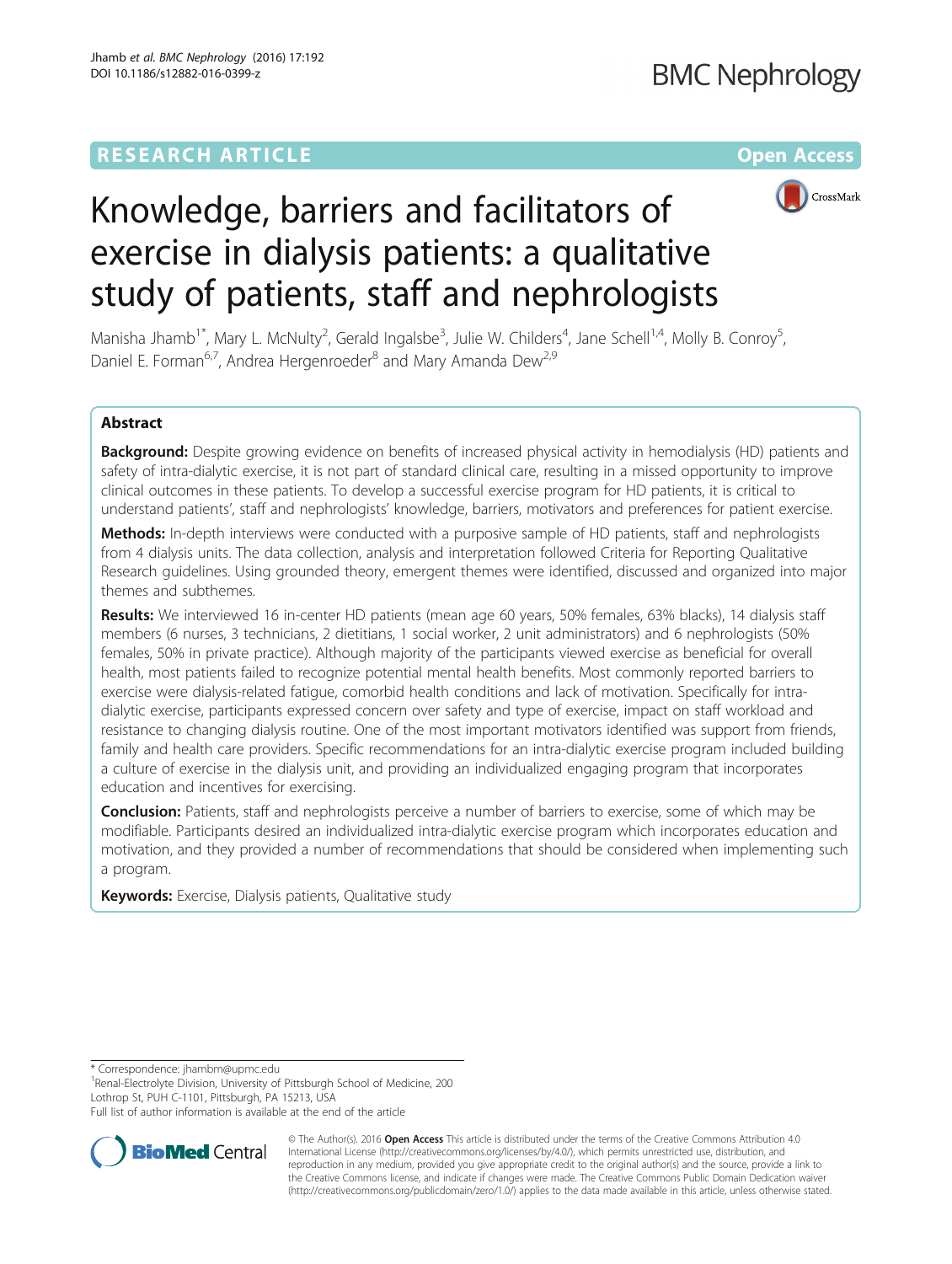RESEARCH ARTICLE

Open Access

# Knowledge, barriers and facilitators of exercise in dialysis patients: a qualitative study of patients, staff and nephrologists

Manisha Jhamb[1*], Mary L. McNulty[2], Gerald Ingalsbe[3], Julie W. Childers[4], Jane Schell[1,4], Molly B. Conroy[5], Daniel E. Forman[6,7], Andrea Hergenroeder[8] and Mary Amanda Dew[2,9]

## Abstract

**Background:** Despite growing evidence on benefits of increased physical activity in hemodialysis (HD) patients and safety of intra-dialytic exercise, it is not part of standard clinical care, resulting in a missed opportunity to improve clinical outcomes in these patients. To develop a successful exercise program for HD patients, it is critical to understand patients', staff and nephrologists' knowledge, barriers, motivators and preferences for patient exercise.

**Methods:** In-depth interviews were conducted with a purposive sample of HD patients, staff and nephrologists from 4 dialysis units. The data collection, analysis and interpretation followed Criteria for Reporting Qualitative Research guidelines. Using grounded theory, emergent themes were identified, discussed and organized into major themes and subthemes.

**Results:** We interviewed 16 in-center HD patients (mean age 60 years, 50% females, 63% blacks), 14 dialysis staff members (6 nurses, 3 technicians, 2 dietitians, 1 social worker, 2 unit administrators) and 6 nephrologists (50% females, 50% in private practice). Although majority of the participants viewed exercise as beneficial for overall health, most patients failed to recognize potential mental health benefits. Most commonly reported barriers to exercise were dialysis-related fatigue, comorbid health conditions and lack of motivation. Specifically for intra-dialytic exercise, participants expressed concern over safety and type of exercise, impact on staff workload and resistance to changing dialysis routine. One of the most important motivators identified was support from friends, family and health care providers. Specific recommendations for an intra-dialytic exercise program included building a culture of exercise in the dialysis unit, and providing an individualized engaging program that incorporates education and incentives for exercising.

**Conclusion:** Patients, staff and nephrologists perceive a number of barriers to exercise, some of which may be modifiable. Participants desired an individualized intra-dialytic exercise program which incorporates education and motivation, and they provided a number of recommendations that should be considered when implementing such a program.

**Keywords:** Exercise, Dialysis patients, Qualitative study

\* Correspondence: jhambm@upmc.edu

[1]Renal-Electrolyte Division, University of Pittsburgh School of Medicine, 200 Lothrop St, PUH C-1101, Pittsburgh, PA 15213, USA

Full list of author information is available at the end of the article

© The Author(s). 2016 **Open Access** This article is distributed under the terms of the Creative Commons Attribution 4.0 International License (http://creativecommons.org/licenses/by/4.0/), which permits unrestricted use, distribution, and reproduction in any medium, provided you give appropriate credit to the original author(s) and the source, provide a link to the Creative Commons license, and indicate if changes were made. The Creative Commons Public Domain Dedication waiver (http://creativecommons.org/publicdomain/zero/1.0/) applies to the data made available in this article, unless otherwise stated.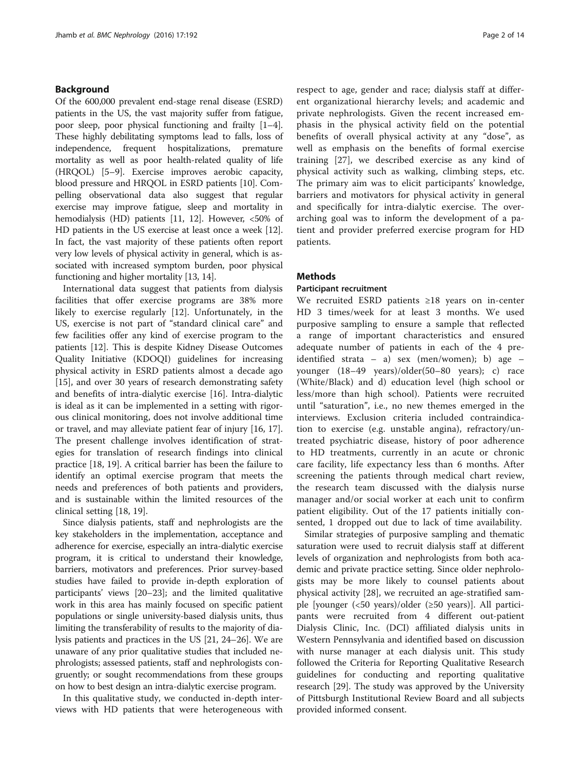## Background

Of the 600,000 prevalent end-stage renal disease (ESRD) patients in the US, the vast majority suffer from fatigue, poor sleep, poor physical functioning and frailty [1–4]. These highly debilitating symptoms lead to falls, loss of independence, frequent hospitalizations, premature mortality as well as poor health-related quality of life (HRQOL) [5–9]. Exercise improves aerobic capacity, blood pressure and HRQOL in ESRD patients [10]. Compelling observational data also suggest that regular exercise may improve fatigue, sleep and mortality in hemodialysis (HD) patients [11, 12]. However, <50% of HD patients in the US exercise at least once a week [12]. In fact, the vast majority of these patients often report very low levels of physical activity in general, which is associated with increased symptom burden, poor physical functioning and higher mortality [13, 14].

International data suggest that patients from dialysis facilities that offer exercise programs are 38% more likely to exercise regularly [12]. Unfortunately, in the US, exercise is not part of "standard clinical care" and few facilities offer any kind of exercise program to the patients [12]. This is despite Kidney Disease Outcomes Quality Initiative (KDOQI) guidelines for increasing physical activity in ESRD patients almost a decade ago [15], and over 30 years of research demonstrating safety and benefits of intra-dialytic exercise [16]. Intra-dialytic is ideal as it can be implemented in a setting with rigorous clinical monitoring, does not involve additional time or travel, and may alleviate patient fear of injury [16, 17]. The present challenge involves identification of strategies for translation of research findings into clinical practice [18, 19]. A critical barrier has been the failure to identify an optimal exercise program that meets the needs and preferences of both patients and providers, and is sustainable within the limited resources of the clinical setting [18, 19].

Since dialysis patients, staff and nephrologists are the key stakeholders in the implementation, acceptance and adherence for exercise, especially an intra-dialytic exercise program, it is critical to understand their knowledge, barriers, motivators and preferences. Prior survey-based studies have failed to provide in-depth exploration of participants' views [20–23]; and the limited qualitative work in this area has mainly focused on specific patient populations or single university-based dialysis units, thus limiting the transferability of results to the majority of dialysis patients and practices in the US [21, 24–26]. We are unaware of any prior qualitative studies that included nephrologists; assessed patients, staff and nephrologists congruently; or sought recommendations from these groups on how to best design an intra-dialytic exercise program.

In this qualitative study, we conducted in-depth interviews with HD patients that were heterogeneous with respect to age, gender and race; dialysis staff at different organizational hierarchy levels; and academic and private nephrologists. Given the recent increased emphasis in the physical activity field on the potential benefits of overall physical activity at any "dose", as well as emphasis on the benefits of formal exercise training [27], we described exercise as any kind of physical activity such as walking, climbing steps, etc. The primary aim was to elicit participants' knowledge, barriers and motivators for physical activity in general and specifically for intra-dialytic exercise. The overarching goal was to inform the development of a patient and provider preferred exercise program for HD patients.

## Methods

### Participant recruitment

We recruited ESRD patients ≥18 years on in-center HD 3 times/week for at least 3 months. We used purposive sampling to ensure a sample that reflected a range of important characteristics and ensured adequate number of patients in each of the 4 pre-identified strata – a) sex (men/women); b) age – younger (18–49 years)/older(50–80 years); c) race (White/Black) and d) education level (high school or less/more than high school). Patients were recruited until "saturation", i.e., no new themes emerged in the interviews. Exclusion criteria included contraindication to exercise (e.g. unstable angina), refractory/untreated psychiatric disease, history of poor adherence to HD treatments, currently in an acute or chronic care facility, life expectancy less than 6 months. After screening the patients through medical chart review, the research team discussed with the dialysis nurse manager and/or social worker at each unit to confirm patient eligibility. Out of the 17 patients initially consented, 1 dropped out due to lack of time availability.

Similar strategies of purposive sampling and thematic saturation were used to recruit dialysis staff at different levels of organization and nephrologists from both academic and private practice setting. Since older nephrologists may be more likely to counsel patients about physical activity [28], we recruited an age-stratified sample [younger (<50 years)/older (≥50 years)]. All participants were recruited from 4 different out-patient Dialysis Clinic, Inc. (DCI) affiliated dialysis units in Western Pennsylvania and identified based on discussion with nurse manager at each dialysis unit. This study followed the Criteria for Reporting Qualitative Research guidelines for conducting and reporting qualitative research [29]. The study was approved by the University of Pittsburgh Institutional Review Board and all subjects provided informed consent.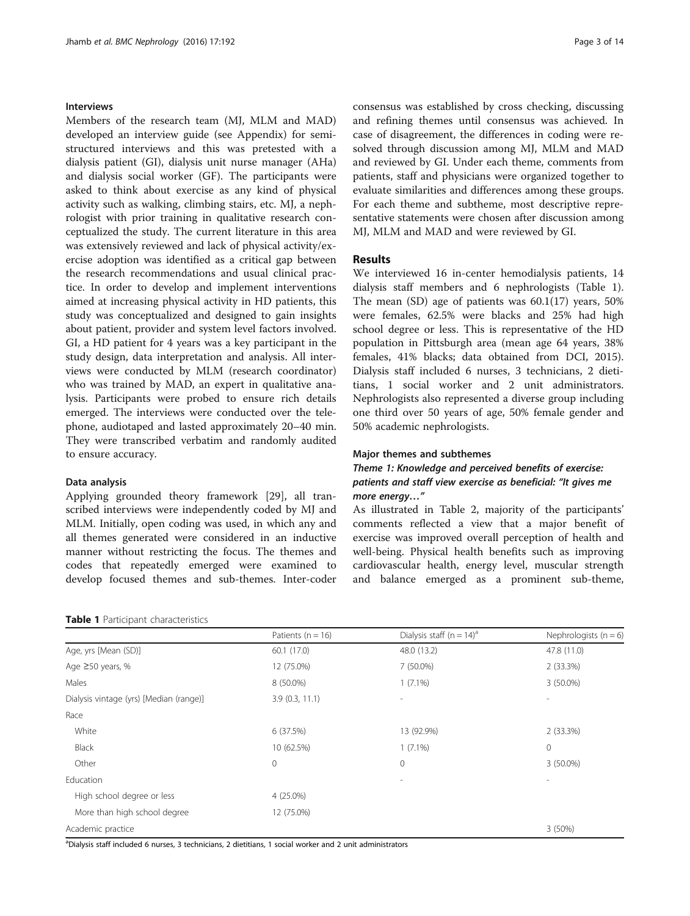### Interviews

Members of the research team (MJ, MLM and MAD) developed an interview guide (see Appendix) for semi-structured interviews and this was pretested with a dialysis patient (GI), dialysis unit nurse manager (AHa) and dialysis social worker (GF). The participants were asked to think about exercise as any kind of physical activity such as walking, climbing stairs, etc. MJ, a nephrologist with prior training in qualitative research conceptualized the study. The current literature in this area was extensively reviewed and lack of physical activity/exercise adoption was identified as a critical gap between the research recommendations and usual clinical practice. In order to develop and implement interventions aimed at increasing physical activity in HD patients, this study was conceptualized and designed to gain insights about patient, provider and system level factors involved. GI, a HD patient for 4 years was a key participant in the study design, data interpretation and analysis. All interviews were conducted by MLM (research coordinator) who was trained by MAD, an expert in qualitative analysis. Participants were probed to ensure rich details emerged. The interviews were conducted over the telephone, audiotaped and lasted approximately 20–40 min. They were transcribed verbatim and randomly audited to ensure accuracy.

### Data analysis

Applying grounded theory framework [29], all transcribed interviews were independently coded by MJ and MLM. Initially, open coding was used, in which any and all themes generated were considered in an inductive manner without restricting the focus. The themes and codes that repeatedly emerged were examined to develop focused themes and sub-themes. Inter-coder consensus was established by cross checking, discussing and refining themes until consensus was achieved. In case of disagreement, the differences in coding were resolved through discussion among MJ, MLM and MAD and reviewed by GI. Under each theme, comments from patients, staff and physicians were organized together to evaluate similarities and differences among these groups. For each theme and subtheme, most descriptive representative statements were chosen after discussion among MJ, MLM and MAD and were reviewed by GI.

## Results

We interviewed 16 in-center hemodialysis patients, 14 dialysis staff members and 6 nephrologists (Table 1). The mean (SD) age of patients was 60.1(17) years, 50% were females, 62.5% were blacks and 25% had high school degree or less. This is representative of the HD population in Pittsburgh area (mean age 64 years, 38% females, 41% blacks; data obtained from DCI, 2015). Dialysis staff included 6 nurses, 3 technicians, 2 dietitians, 1 social worker and 2 unit administrators. Nephrologists also represented a diverse group including one third over 50 years of age, 50% female gender and 50% academic nephrologists.

### Major themes and subthemes

#### *Theme 1: Knowledge and perceived benefits of exercise: patients and staff view exercise as beneficial: "It gives me more energy…"*

As illustrated in Table 2, majority of the participants' comments reflected a view that a major benefit of exercise was improved overall perception of health and well-being. Physical health benefits such as improving cardiovascular health, energy level, muscular strength and balance emerged as a prominent sub-theme,

**Table 1** Participant characteristics

| | Patients (n = 16) | Dialysis staff (n = 14)[a] | Nephrologists (n = 6) |
|---|---|---|---|
| Age, yrs [Mean (SD)] | 60.1 (17.0) | 48.0 (13.2) | 47.8 (11.0) |
| Age ≥50 years, % | 12 (75.0%) | 7 (50.0%) | 2 (33.3%) |
| Males | 8 (50.0%) | 1 (7.1%) | 3 (50.0%) |
| Dialysis vintage (yrs) [Median (range)] | 3.9 (0.3, 11.1) | - | - |
| Race | | | |
| White | 6 (37.5%) | 13 (92.9%) | 2 (33.3%) |
| Black | 10 (62.5%) | 1 (7.1%) | 0 |
| Other | 0 | 0 | 3 (50.0%) |
| Education | | - | - |
| High school degree or less | 4 (25.0%) | | |
| More than high school degree | 12 (75.0%) | | |
| Academic practice | | | 3 (50%) |

[a]Dialysis staff included 6 nurses, 3 technicians, 2 dietitians, 1 social worker and 2 unit administrators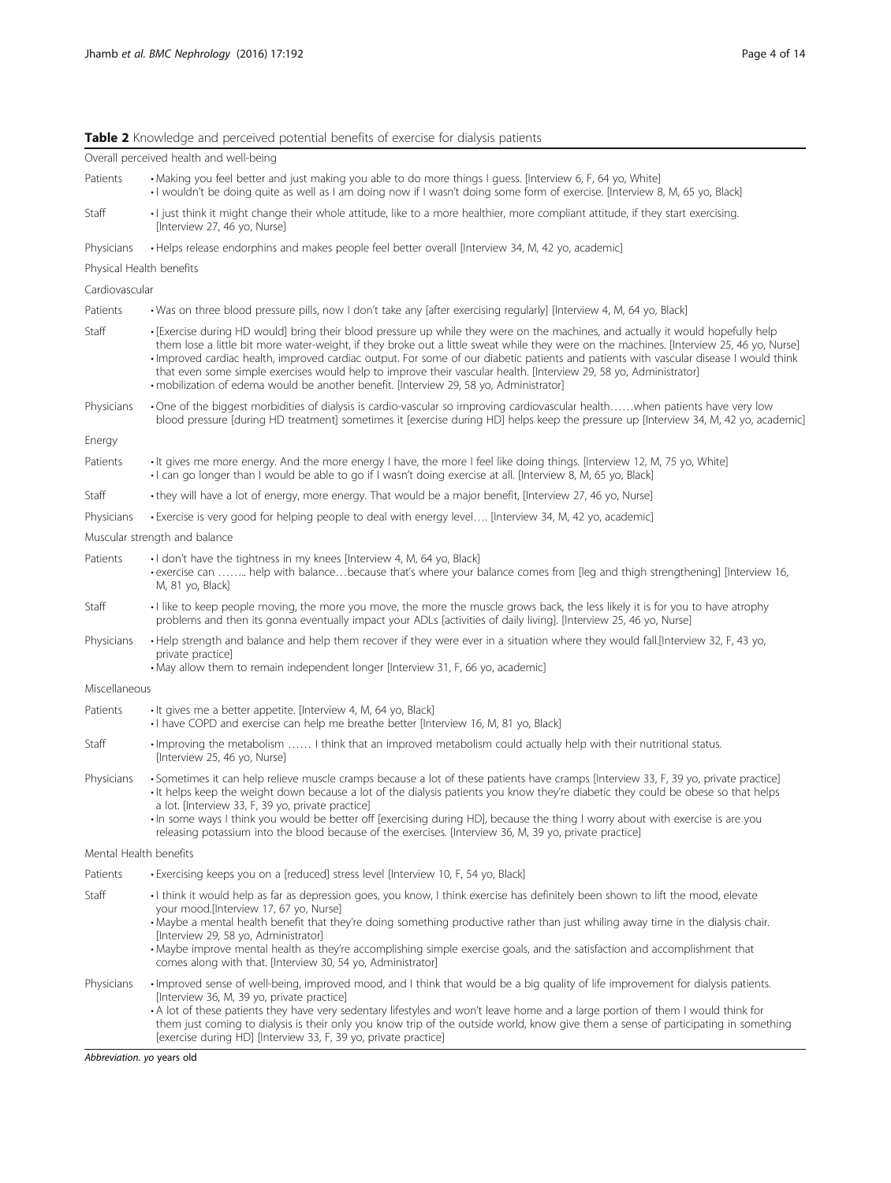**Table 2** Knowledge and perceived potential benefits of exercise for dialysis patients

| | |
|---|---|
| **Overall perceived health and well-being** | |
| Patients | • Making you feel better and just making you able to do more things I guess. [Interview 6, F, 64 yo, White]<br>• I wouldn't be doing quite as well as I am doing now if I wasn't doing some form of exercise. [Interview 8, M, 65 yo, Black] |
| Staff | • I just think it might change their whole attitude, like to a more healthier, more compliant attitude, if they start exercising. [Interview 27, 46 yo, Nurse] |
| Physicians | • Helps release endorphins and makes people feel better overall [Interview 34, M, 42 yo, academic] |
| **Physical Health benefits** | |
| *Cardiovascular* | |
| Patients | • Was on three blood pressure pills, now I don't take any [after exercising regularly] [Interview 4, M, 64 yo, Black] |
| Staff | • [Exercise during HD would] bring their blood pressure up while they were on the machines, and actually it would hopefully help them lose a little bit more water-weight, if they broke out a little sweat while they were on the machines. [Interview 25, 46 yo, Nurse]<br>• Improved cardiac health, improved cardiac output. For some of our diabetic patients and patients with vascular disease I would think that even some simple exercises would help to improve their vascular health. [Interview 29, 58 yo, Administrator]<br>• mobilization of edema would be another benefit. [Interview 29, 58 yo, Administrator] |
| Physicians | • One of the biggest morbidities of dialysis is cardio-vascular so improving cardiovascular health……when patients have very low blood pressure [during HD treatment] sometimes it [exercise during HD] helps keep the pressure up [Interview 34, M, 42 yo, academic] |
| *Energy* | |
| Patients | • It gives me more energy. And the more energy I have, the more I feel like doing things. [Interview 12, M, 75 yo, White]<br>• I can go longer than I would be able to go if I wasn't doing exercise at all. [Interview 8, M, 65 yo, Black] |
| Staff | • they will have a lot of energy, more energy. That would be a major benefit, [Interview 27, 46 yo, Nurse] |
| Physicians | • Exercise is very good for helping people to deal with energy level…. [Interview 34, M, 42 yo, academic] |
| *Muscular strength and balance* | |
| Patients | • I don't have the tightness in my knees [Interview 4, M, 64 yo, Black]<br>• exercise can …….. help with balance…because that's where your balance comes from [leg and thigh strengthening] [Interview 16, M, 81 yo, Black] |
| Staff | • I like to keep people moving, the more you move, the more the muscle grows back, the less likely it is for you to have atrophy problems and then its gonna eventually impact your ADLs [activities of daily living]. [Interview 25, 46 yo, Nurse] |
| Physicians | • Help strength and balance and help them recover if they were ever in a situation where they would fall.[Interview 32, F, 43 yo, private practice]<br>• May allow them to remain independent longer [Interview 31, F, 66 yo, academic] |
| *Miscellaneous* | |
| Patients | • It gives me a better appetite. [Interview 4, M, 64 yo, Black]<br>• I have COPD and exercise can help me breathe better [Interview 16, M, 81 yo, Black] |
| Staff | • Improving the metabolism …… I think that an improved metabolism could actually help with their nutritional status. [Interview 25, 46 yo, Nurse] |
| Physicians | • Sometimes it can help relieve muscle cramps because a lot of these patients have cramps [Interview 33, F, 39 yo, private practice]<br>• It helps keep the weight down because a lot of the dialysis patients you know they're diabetic they could be obese so that helps a lot. [Interview 33, F, 39 yo, private practice]<br>• In some ways I think you would be better off [exercising during HD], because the thing I worry about with exercise is are you releasing potassium into the blood because of the exercises. [Interview 36, M, 39 yo, private practice] |
| **Mental Health benefits** | |
| Patients | • Exercising keeps you on a [reduced] stress level [Interview 10, F, 54 yo, Black] |
| Staff | • I think it would help as far as depression goes, you know, I think exercise has definitely been shown to lift the mood, elevate your mood.[Interview 17, 67 yo, Nurse]<br>• Maybe a mental health benefit that they're doing something productive rather than just whiling away time in the dialysis chair. [Interview 29, 58 yo, Administrator]<br>• Maybe improve mental health as they're accomplishing simple exercise goals, and the satisfaction and accomplishment that comes along with that. [Interview 30, 54 yo, Administrator] |
| Physicians | • Improved sense of well-being, improved mood, and I think that would be a big quality of life improvement for dialysis patients. [Interview 36, M, 39 yo, private practice]<br>• A lot of these patients they have very sedentary lifestyles and won't leave home and a large portion of them I would think for them just coming to dialysis is their only you know trip of the outside world, know give them a sense of participating in something [exercise during HD] [Interview 33, F, 39 yo, private practice] |

*Abbreviation. yo* years old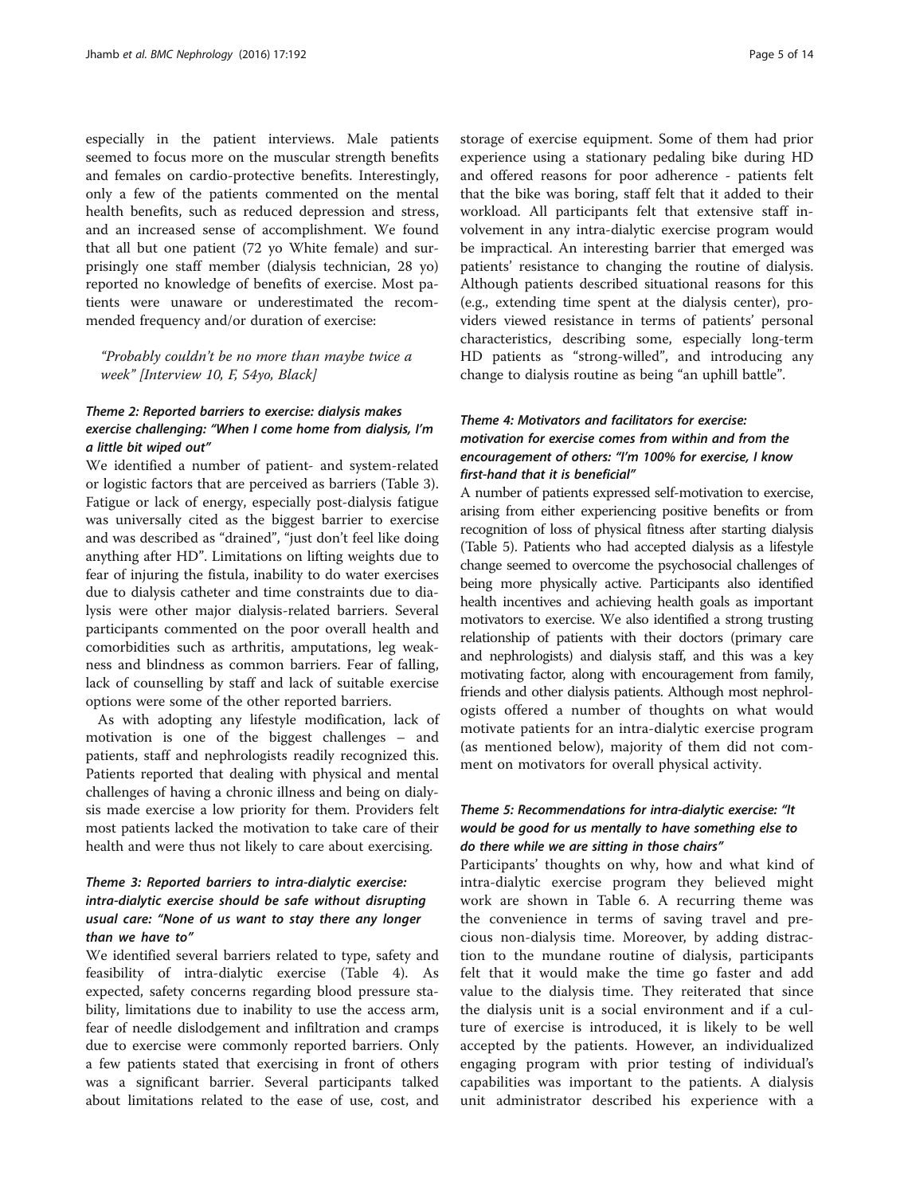especially in the patient interviews. Male patients seemed to focus more on the muscular strength benefits and females on cardio-protective benefits. Interestingly, only a few of the patients commented on the mental health benefits, such as reduced depression and stress, and an increased sense of accomplishment. We found that all but one patient (72 yo White female) and surprisingly one staff member (dialysis technician, 28 yo) reported no knowledge of benefits of exercise. Most patients were unaware or underestimated the recommended frequency and/or duration of exercise:

*"Probably couldn't be no more than maybe twice a week" [Interview 10, F, 54yo, Black]*

### *Theme 2: Reported barriers to exercise: dialysis makes exercise challenging: "When I come home from dialysis, I'm a little bit wiped out"*

We identified a number of patient- and system-related or logistic factors that are perceived as barriers (Table 3). Fatigue or lack of energy, especially post-dialysis fatigue was universally cited as the biggest barrier to exercise and was described as "drained", "just don't feel like doing anything after HD". Limitations on lifting weights due to fear of injuring the fistula, inability to do water exercises due to dialysis catheter and time constraints due to dialysis were other major dialysis-related barriers. Several participants commented on the poor overall health and comorbidities such as arthritis, amputations, leg weakness and blindness as common barriers. Fear of falling, lack of counselling by staff and lack of suitable exercise options were some of the other reported barriers.

As with adopting any lifestyle modification, lack of motivation is one of the biggest challenges – and patients, staff and nephrologists readily recognized this. Patients reported that dealing with physical and mental challenges of having a chronic illness and being on dialysis made exercise a low priority for them. Providers felt most patients lacked the motivation to take care of their health and were thus not likely to care about exercising.

### *Theme 3: Reported barriers to intra-dialytic exercise: intra-dialytic exercise should be safe without disrupting usual care: "None of us want to stay there any longer than we have to"*

We identified several barriers related to type, safety and feasibility of intra-dialytic exercise (Table 4). As expected, safety concerns regarding blood pressure stability, limitations due to inability to use the access arm, fear of needle dislodgement and infiltration and cramps due to exercise were commonly reported barriers. Only a few patients stated that exercising in front of others was a significant barrier. Several participants talked about limitations related to the ease of use, cost, and storage of exercise equipment. Some of them had prior experience using a stationary pedaling bike during HD and offered reasons for poor adherence - patients felt that the bike was boring, staff felt that it added to their workload. All participants felt that extensive staff involvement in any intra-dialytic exercise program would be impractical. An interesting barrier that emerged was patients' resistance to changing the routine of dialysis. Although patients described situational reasons for this (e.g., extending time spent at the dialysis center), providers viewed resistance in terms of patients' personal characteristics, describing some, especially long-term HD patients as "strong-willed", and introducing any change to dialysis routine as being "an uphill battle".

### *Theme 4: Motivators and facilitators for exercise: motivation for exercise comes from within and from the encouragement of others: "I'm 100% for exercise, I know first-hand that it is beneficial"*

A number of patients expressed self-motivation to exercise, arising from either experiencing positive benefits or from recognition of loss of physical fitness after starting dialysis (Table 5). Patients who had accepted dialysis as a lifestyle change seemed to overcome the psychosocial challenges of being more physically active. Participants also identified health incentives and achieving health goals as important motivators to exercise. We also identified a strong trusting relationship of patients with their doctors (primary care and nephrologists) and dialysis staff, and this was a key motivating factor, along with encouragement from family, friends and other dialysis patients. Although most nephrologists offered a number of thoughts on what would motivate patients for an intra-dialytic exercise program (as mentioned below), majority of them did not comment on motivators for overall physical activity.

### *Theme 5: Recommendations for intra-dialytic exercise: "It would be good for us mentally to have something else to do there while we are sitting in those chairs"*

Participants' thoughts on why, how and what kind of intra-dialytic exercise program they believed might work are shown in Table 6. A recurring theme was the convenience in terms of saving travel and precious non-dialysis time. Moreover, by adding distraction to the mundane routine of dialysis, participants felt that it would make the time go faster and add value to the dialysis time. They reiterated that since the dialysis unit is a social environment and if a culture of exercise is introduced, it is likely to be well accepted by the patients. However, an individualized engaging program with prior testing of individual's capabilities was important to the patients. A dialysis unit administrator described his experience with a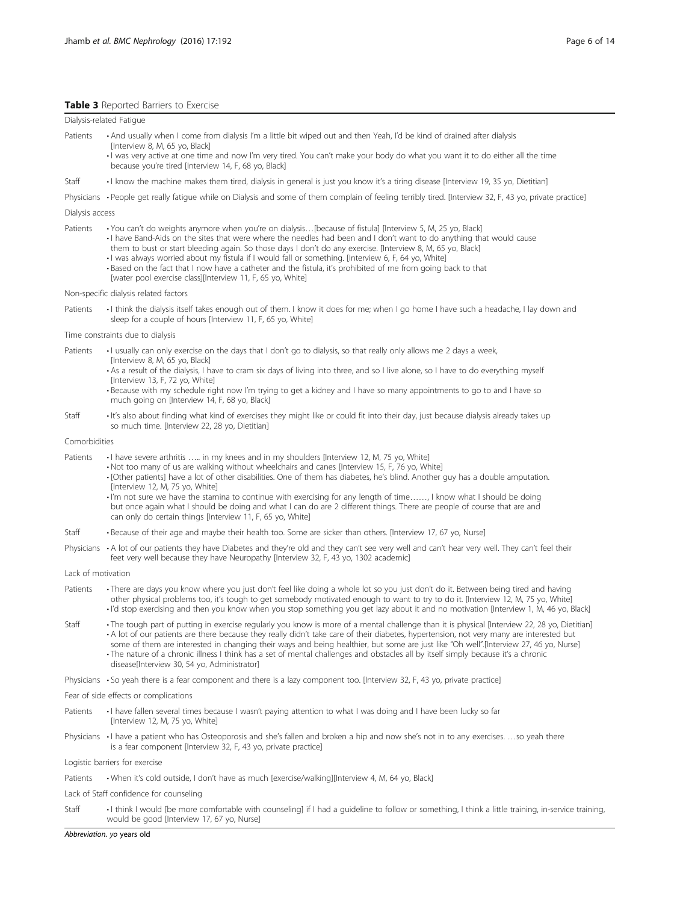**Table 3** Reported Barriers to Exercise

| | |
|---|---|
| **Dialysis-related Fatigue** | |
| Patients | • And usually when I come from dialysis I'm a little bit wiped out and then Yeah, I'd be kind of drained after dialysis [Interview 8, M, 65 yo, Black]<br>• I was very active at one time and now I'm very tired. You can't make your body do what you want it to do either all the time because you're tired [Interview 14, F, 68 yo, Black] |
| Staff | • I know the machine makes them tired, dialysis in general is just you know it's a tiring disease [Interview 19, 35 yo, Dietitian] |
| Physicians | • People get really fatigue while on Dialysis and some of them complain of feeling terribly tired. [Interview 32, F, 43 yo, private practice] |
| **Dialysis access** | |
| Patients | • You can't do weights anymore when you're on dialysis…[because of fistula] [Interview 5, M, 25 yo, Black]<br>• I have Band-Aids on the sites that were where the needles had been and I don't want to do anything that would cause them to bust or start bleeding again. So those days I don't do any exercise. [Interview 8, M, 65 yo, Black]<br>• I was always worried about my fistula if I would fall or something. [Interview 6, F, 64 yo, White]<br>• Based on the fact that I now have a catheter and the fistula, it's prohibited of me from going back to that [water pool exercise class][Interview 11, F, 65 yo, White] |
| **Non-specific dialysis related factors** | |
| Patients | • I think the dialysis itself takes enough out of them. I know it does for me; when I go home I have such a headache, I lay down and sleep for a couple of hours [Interview 11, F, 65 yo, White] |
| **Time constraints due to dialysis** | |
| Patients | • I usually can only exercise on the days that I don't go to dialysis, so that really only allows me 2 days a week, [Interview 8, M, 65 yo, Black]<br>• As a result of the dialysis, I have to cram six days of living into three, and so I live alone, so I have to do everything myself [Interview 13, F, 72 yo, White]<br>• Because with my schedule right now I'm trying to get a kidney and I have so many appointments to go to and I have so much going on [Interview 14, F, 68 yo, Black] |
| Staff | • It's also about finding what kind of exercises they might like or could fit into their day, just because dialysis already takes up so much time. [Interview 22, 28 yo, Dietitian] |
| **Comorbidities** | |
| Patients | • I have severe arthritis ….. in my knees and in my shoulders [Interview 12, M, 75 yo, White]<br>• Not too many of us are walking without wheelchairs and canes [Interview 15, F, 76 yo, White]<br>• [Other patients] have a lot of other disabilities. One of them has diabetes, he's blind. Another guy has a double amputation. [Interview 12, M, 75 yo, White]<br>• I'm not sure we have the stamina to continue with exercising for any length of time……, I know what I should be doing but once again what I should be doing and what I can do are 2 different things. There are people of course that are and can only do certain things [Interview 11, F, 65 yo, White] |
| Staff | • Because of their age and maybe their health too. Some are sicker than others. [Interview 17, 67 yo, Nurse] |
| Physicians | • A lot of our patients they have Diabetes and they're old and they can't see very well and can't hear very well. They can't feel their feet very well because they have Neuropathy [Interview 32, F, 43 yo, 1302 academic] |
| **Lack of motivation** | |
| Patients | • There are days you know where you just don't feel like doing a whole lot so you just don't do it. Between being tired and having other physical problems too, it's tough to get somebody motivated enough to want to try to do it. [Interview 12, M, 75 yo, White]<br>• I'd stop exercising and then you know when you stop something you get lazy about it and no motivation [Interview 1, M, 46 yo, Black] |
| Staff | • The tough part of putting in exercise regularly you know is more of a mental challenge than it is physical [Interview 22, 28 yo, Dietitian]<br>• A lot of our patients are there because they really didn't take care of their diabetes, hypertension, not very many are interested but some of them are interested in changing their ways and being healthier, but some are just like "Oh well".[Interview 27, 46 yo, Nurse]<br>• The nature of a chronic illness I think has a set of mental challenges and obstacles all by itself simply because it's a chronic disease[Interview 30, 54 yo, Administrator] |
| Physicians | • So yeah there is a fear component and there is a lazy component too. [Interview 32, F, 43 yo, private practice] |
| **Fear of side effects or complications** | |
| Patients | • I have fallen several times because I wasn't paying attention to what I was doing and I have been lucky so far [Interview 12, M, 75 yo, White] |
| Physicians | • I have a patient who has Osteoporosis and she's fallen and broken a hip and now she's not in to any exercises. …so yeah there is a fear component [Interview 32, F, 43 yo, private practice] |
| **Logistic barriers for exercise** | |
| Patients | • When it's cold outside, I don't have as much [exercise/walking][Interview 4, M, 64 yo, Black] |
| **Lack of Staff confidence for counseling** | |
| Staff | • I think I would [be more comfortable with counseling] if I had a guideline to follow or something, I think a little training, in-service training, would be good [Interview 17, 67 yo, Nurse] |

*Abbreviation. yo* years old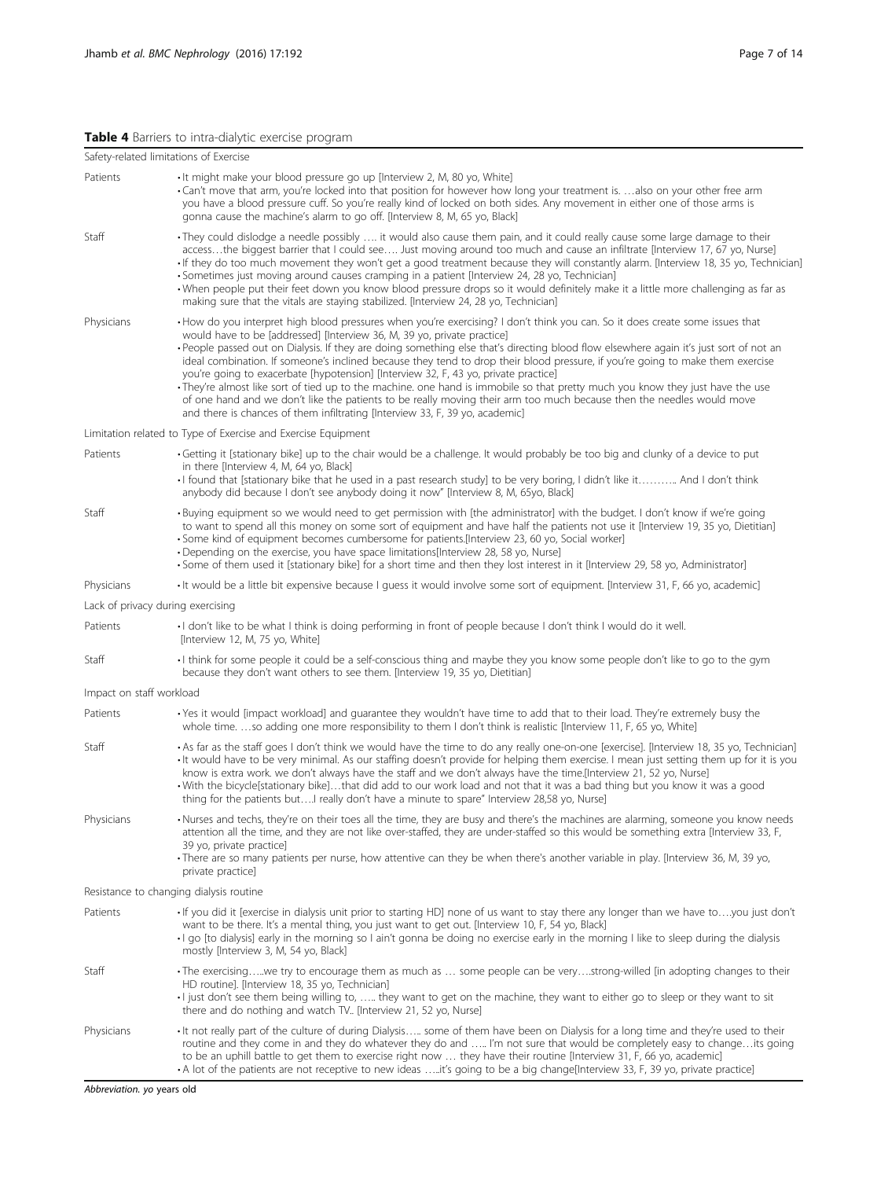**Table 4** Barriers to intra-dialytic exercise program

| | |
|---|---|
| **Safety-related limitations of Exercise** | |
| Patients | • It might make your blood pressure go up [Interview 2, M, 80 yo, White]<br>• Can't move that arm, you're locked into that position for however how long your treatment is. …also on your other free arm you have a blood pressure cuff. So you're really kind of locked on both sides. Any movement in either one of those arms is gonna cause the machine's alarm to go off. [Interview 8, M, 65 yo, Black] |
| Staff | • They could dislodge a needle possibly …. it would also cause them pain, and it could really cause some large damage to their access…the biggest barrier that I could see…. Just moving around too much and cause an infiltrate [Interview 17, 67 yo, Nurse]<br>• If they do too much movement they won't get a good treatment because they will constantly alarm. [Interview 18, 35 yo, Technician]<br>• Sometimes just moving around causes cramping in a patient [Interview 24, 28 yo, Technician]<br>• When people put their feet down you know blood pressure drops so it would definitely make it a little more challenging as far as making sure that the vitals are staying stabilized. [Interview 24, 28 yo, Technician] |
| Physicians | • How do you interpret high blood pressures when you're exercising? I don't think you can. So it does create some issues that would have to be [addressed] [Interview 36, M, 39 yo, private practice]<br>• People passed out on Dialysis. If they are doing something else that's directing blood flow elsewhere again it's just sort of not an ideal combination. If someone's inclined because they tend to drop their blood pressure, if you're going to make them exercise you're going to exacerbate [hypotension] [Interview 32, F, 43 yo, private practice]<br>• They're almost like sort of tied up to the machine. one hand is immobile so that pretty much you know they just have the use of one hand and we don't like the patients to be really moving their arm too much because then the needles would move and there is chances of them infiltrating [Interview 33, F, 39 yo, academic] |
| **Limitation related to Type of Exercise and Exercise Equipment** | |
| Patients | • Getting it [stationary bike] up to the chair would be a challenge. It would probably be too big and clunky of a device to put in there [Interview 4, M, 64 yo, Black]<br>• I found that [stationary bike that he used in a past research study] to be very boring, I didn't like it………. And I don't think anybody did because I don't see anybody doing it now" [Interview 8, M, 65yo, Black] |
| Staff | • Buying equipment so we would need to get permission with [the administrator] with the budget. I don't know if we're going to want to spend all this money on some sort of equipment and have half the patients not use it [Interview 19, 35 yo, Dietitian]<br>• Some kind of equipment becomes cumbersome for patients.[Interview 23, 60 yo, Social worker]<br>• Depending on the exercise, you have space limitations[Interview 28, 58 yo, Nurse]<br>• Some of them used it [stationary bike] for a short time and then they lost interest in it [Interview 29, 58 yo, Administrator] |
| Physicians | • It would be a little bit expensive because I guess it would involve some sort of equipment. [Interview 31, F, 66 yo, academic] |
| **Lack of privacy during exercising** | |
| Patients | • I don't like to be what I think is doing performing in front of people because I don't think I would do it well. [Interview 12, M, 75 yo, White] |
| Staff | • I think for some people it could be a self-conscious thing and maybe they you know some people don't like to go to the gym because they don't want others to see them. [Interview 19, 35 yo, Dietitian] |
| **Impact on staff workload** | |
| Patients | • Yes it would [impact workload] and guarantee they wouldn't have time to add that to their load. They're extremely busy the whole time. …so adding one more responsibility to them I don't think is realistic [Interview 11, F, 65 yo, White] |
| Staff | • As far as the staff goes I don't think we would have the time to do any really one-on-one [exercise]. [Interview 18, 35 yo, Technician]<br>• It would have to be very minimal. As our staffing doesn't provide for helping them exercise. I mean just setting them up for it is you know is extra work. we don't always have the staff and we don't always have the time.[Interview 21, 52 yo, Nurse]<br>• With the bicycle[stationary bike]…that did add to our work load and not that it was a bad thing but you know it was a good thing for the patients but….I really don't have a minute to spare" Interview 28,58 yo, Nurse] |
| Physicians | • Nurses and techs, they're on their toes all the time, they are busy and there's the machines are alarming, someone you know needs attention all the time, and they are not like over-staffed, they are under-staffed so this would be something extra [Interview 33, F, 39 yo, private practice]<br>• There are so many patients per nurse, how attentive can they be when there's another variable in play. [Interview 36, M, 39 yo, private practice] |
| **Resistance to changing dialysis routine** | |
| Patients | • If you did it [exercise in dialysis unit prior to starting HD] none of us want to stay there any longer than we have to….you just don't want to be there. It's a mental thing, you just want to get out. [Interview 10, F, 54 yo, Black]<br>• I go [to dialysis] early in the morning so I ain't gonna be doing no exercise early in the morning I like to sleep during the dialysis mostly [Interview 3, M, 54 yo, Black] |
| Staff | • The exercising…..we try to encourage them as much as … some people can be very….strong-willed [in adopting changes to their HD routine]. [Interview 18, 35 yo, Technician]<br>• I just don't see them being willing to, ….. they want to get on the machine, they want to either go to sleep or they want to sit there and do nothing and watch TV.. [Interview 21, 52 yo, Nurse] |
| Physicians | • It not really part of the culture of during Dialysis….. some of them have been on Dialysis for a long time and they're used to their routine and they come in and they do whatever they do and ….. I'm not sure that would be completely easy to change…its going to be an uphill battle to get them to exercise right now … they have their routine [Interview 31, F, 66 yo, academic]<br>• A lot of the patients are not receptive to new ideas …..it's going to be a big change[Interview 33, F, 39 yo, private practice] |

*Abbreviation. yo* years old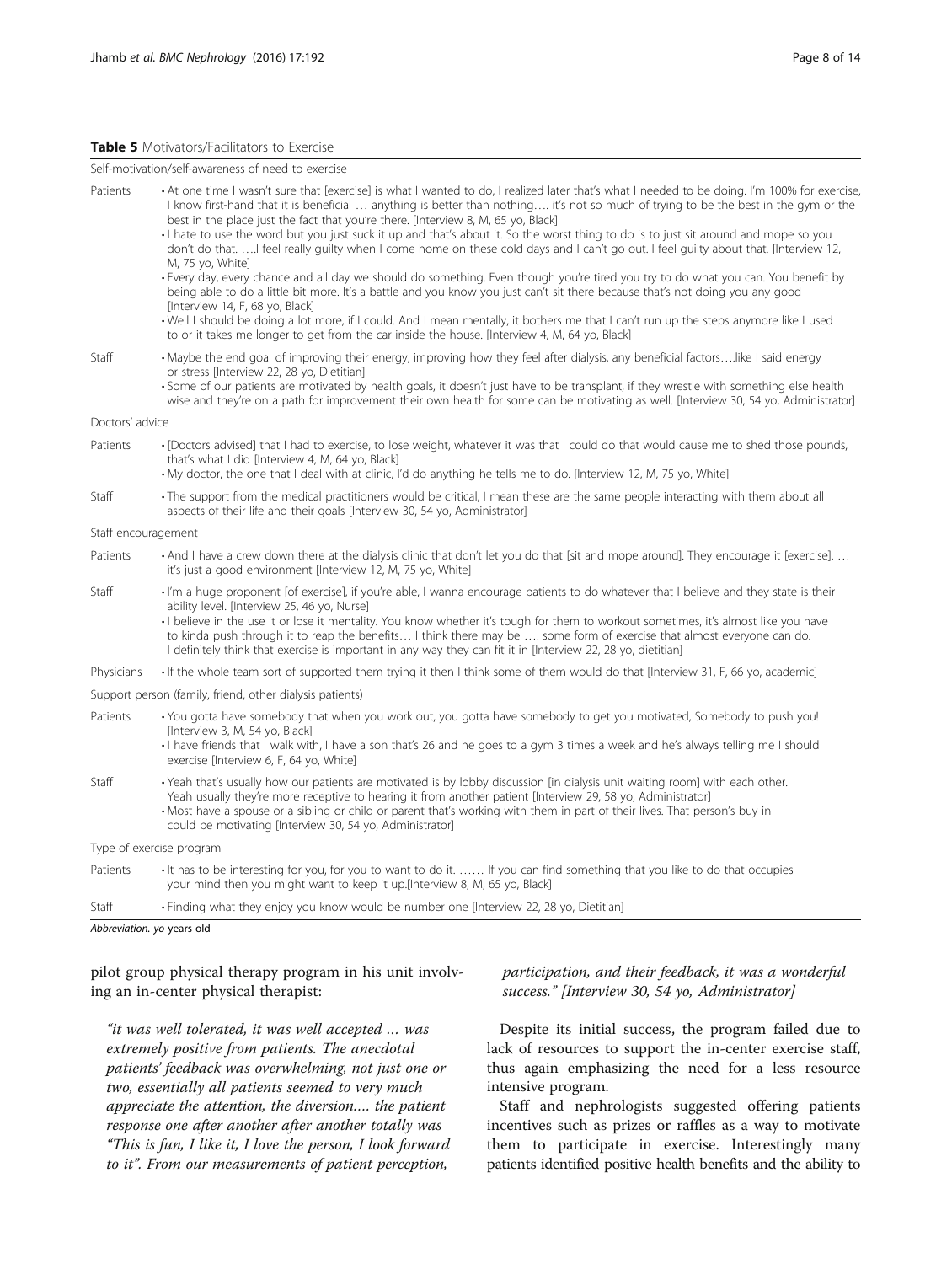**Table 5** Motivators/Facilitators to Exercise

| | |
|---|---|
| Self-motivation/self-awareness of need to exercise | |
| Patients | • At one time I wasn't sure that [exercise] is what I wanted to do, I realized later that's what I needed to be doing. I'm 100% for exercise, I know first-hand that it is beneficial … anything is better than nothing…. it's not so much of trying to be the best in the gym or the best in the place just the fact that you're there. [Interview 8, M, 65 yo, Black]<br>• I hate to use the word but you just suck it up and that's about it. So the worst thing to do is to just sit around and mope so you don't do that. ….I feel really guilty when I come home on these cold days and I can't go out. I feel guilty about that. [Interview 12, M, 75 yo, White]<br>• Every day, every chance and all day we should do something. Even though you're tired you try to do what you can. You benefit by being able to do a little bit more. It's a battle and you know you just can't sit there because that's not doing you any good [Interview 14, F, 68 yo, Black]<br>• Well I should be doing a lot more, if I could. And I mean mentally, it bothers me that I can't run up the steps anymore like I used to or it takes me longer to get from the car inside the house. [Interview 4, M, 64 yo, Black] |
| Staff | • Maybe the end goal of improving their energy, improving how they feel after dialysis, any beneficial factors….like I said energy or stress [Interview 22, 28 yo, Dietitian]<br>• Some of our patients are motivated by health goals, it doesn't just have to be transplant, if they wrestle with something else health wise and they're on a path for improvement their own health for some can be motivating as well. [Interview 30, 54 yo, Administrator] |
| Doctors' advice | |
| Patients | • [Doctors advised] that I had to exercise, to lose weight, whatever it was that I could do that would cause me to shed those pounds, that's what I did [Interview 4, M, 64 yo, Black]<br>• My doctor, the one that I deal with at clinic, I'd do anything he tells me to do. [Interview 12, M, 75 yo, White] |
| Staff | • The support from the medical practitioners would be critical, I mean these are the same people interacting with them about all aspects of their life and their goals [Interview 30, 54 yo, Administrator] |
| Staff encouragement | |
| Patients | • And I have a crew down there at the dialysis clinic that don't let you do that [sit and mope around]. They encourage it [exercise]. … it's just a good environment [Interview 12, M, 75 yo, White] |
| Staff | • I'm a huge proponent [of exercise], if you're able, I wanna encourage patients to do whatever that I believe and they state is their ability level. [Interview 25, 46 yo, Nurse]<br>• I believe in the use it or lose it mentality. You know whether it's tough for them to workout sometimes, it's almost like you have to kinda push through it to reap the benefits… I think there may be …. some form of exercise that almost everyone can do. I definitely think that exercise is important in any way they can fit it in [Interview 22, 28 yo, dietitian] |
| Physicians | • If the whole team sort of supported them trying it then I think some of them would do that [Interview 31, F, 66 yo, academic] |
| Support person (family, friend, other dialysis patients) | |
| Patients | • You gotta have somebody that when you work out, you gotta have somebody to get you motivated, Somebody to push you! [Interview 3, M, 54 yo, Black]<br>• I have friends that I walk with, I have a son that's 26 and he goes to a gym 3 times a week and he's always telling me I should exercise [Interview 6, F, 64 yo, White] |
| Staff | • Yeah that's usually how our patients are motivated is by lobby discussion [in dialysis unit waiting room] with each other. Yeah usually they're more receptive to hearing it from another patient [Interview 29, 58 yo, Administrator]<br>• Most have a spouse or a sibling or child or parent that's working with them in part of their lives. That person's buy in could be motivating [Interview 30, 54 yo, Administrator] |
| Type of exercise program | |
| Patients | • It has to be interesting for you, for you to want to do it. …… If you can find something that you like to do that occupies your mind then you might want to keep it up.[Interview 8, M, 65 yo, Black] |
| Staff | • Finding what they enjoy you know would be number one [Interview 22, 28 yo, Dietitian] |

*Abbreviation. yo* years old

pilot group physical therapy program in his unit involving an in-center physical therapist:

> *"it was well tolerated, it was well accepted … was extremely positive from patients. The anecdotal patients' feedback was overwhelming, not just one or two, essentially all patients seemed to very much appreciate the attention, the diversion…. the patient response one after another after another totally was "This is fun, I like it, I love the person, I look forward to it". From our measurements of patient perception, participation, and their feedback, it was a wonderful success." [Interview 30, 54 yo, Administrator]*

Despite its initial success, the program failed due to lack of resources to support the in-center exercise staff, thus again emphasizing the need for a less resource intensive program.

Staff and nephrologists suggested offering patients incentives such as prizes or raffles as a way to motivate them to participate in exercise. Interestingly many patients identified positive health benefits and the ability to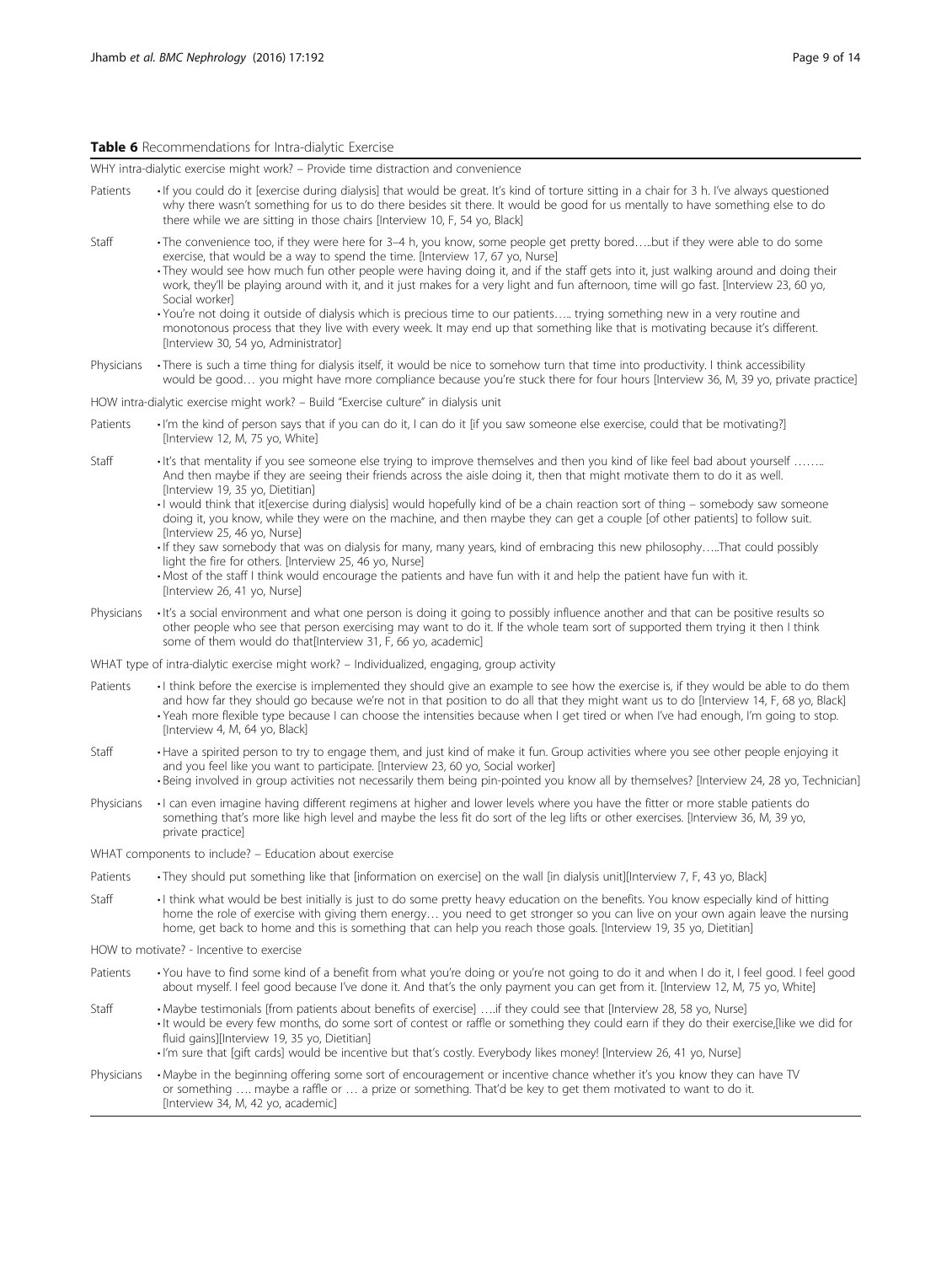**Table 6** Recommendations for Intra-dialytic Exercise

| | |
|---|---|
| WHY intra-dialytic exercise might work? – Provide time distraction and convenience | |
| Patients | • If you could do it [exercise during dialysis] that would be great. It's kind of torture sitting in a chair for 3 h. I've always questioned why there wasn't something for us to do there besides sit there. It would be good for us mentally to have something else to do there while we are sitting in those chairs [Interview 10, F, 54 yo, Black] |
| Staff | • The convenience too, if they were here for 3–4 h, you know, some people get pretty bored…..but if they were able to do some exercise, that would be a way to spend the time. [Interview 17, 67 yo, Nurse]<br>• They would see how much fun other people were having doing it, and if the staff gets into it, just walking around and doing their work, they'll be playing around with it, and it just makes for a very light and fun afternoon, time will go fast. [Interview 23, 60 yo, Social worker]<br>• You're not doing it outside of dialysis which is precious time to our patients….. trying something new in a very routine and monotonous process that they live with every week. It may end up that something like that is motivating because it's different. [Interview 30, 54 yo, Administrator] |
| Physicians | • There is such a time thing for dialysis itself, it would be nice to somehow turn that time into productivity. I think accessibility would be good… you might have more compliance because you're stuck there for four hours [Interview 36, M, 39 yo, private practice] |
| HOW intra-dialytic exercise might work? – Build "Exercise culture" in dialysis unit | |
| Patients | • I'm the kind of person says that if you can do it, I can do it [if you saw someone else exercise, could that be motivating?] [Interview 12, M, 75 yo, White] |
| Staff | • It's that mentality if you see someone else trying to improve themselves and then you kind of like feel bad about yourself …….. And then maybe if they are seeing their friends across the aisle doing it, then that might motivate them to do it as well. [Interview 19, 35 yo, Dietitian]<br>• I would think that it[exercise during dialysis] would hopefully kind of be a chain reaction sort of thing – somebody saw someone doing it, you know, while they were on the machine, and then maybe they can get a couple [of other patients] to follow suit. [Interview 25, 46 yo, Nurse]<br>• If they saw somebody that was on dialysis for many, many years, kind of embracing this new philosophy…..That could possibly light the fire for others. [Interview 25, 46 yo, Nurse]<br>• Most of the staff I think would encourage the patients and have fun with it and help the patient have fun with it. [Interview 26, 41 yo, Nurse] |
| Physicians | • It's a social environment and what one person is doing it going to possibly influence another and that can be positive results so other people who see that person exercising may want to do it. If the whole team sort of supported them trying it then I think some of them would do that[Interview 31, F, 66 yo, academic] |
| WHAT type of intra-dialytic exercise might work? – Individualized, engaging, group activity | |
| Patients | • I think before the exercise is implemented they should give an example to see how the exercise is, if they would be able to do them and how far they should go because we're not in that position to do all that they might want us to do [Interview 14, F, 68 yo, Black]<br>• Yeah more flexible type because I can choose the intensities because when I get tired or when I've had enough, I'm going to stop. [Interview 4, M, 64 yo, Black] |
| Staff | • Have a spirited person to try to engage them, and just kind of make it fun. Group activities where you see other people enjoying it and you feel like you want to participate. [Interview 23, 60 yo, Social worker]<br>• Being involved in group activities not necessarily them being pin-pointed you know all by themselves? [Interview 24, 28 yo, Technician] |
| Physicians | • I can even imagine having different regimens at higher and lower levels where you have the fitter or more stable patients do something that's more like high level and maybe the less fit do sort of the leg lifts or other exercises. [Interview 36, M, 39 yo, private practice] |
| WHAT components to include? – Education about exercise | |
| Patients | • They should put something like that [information on exercise] on the wall [in dialysis unit][Interview 7, F, 43 yo, Black] |
| Staff | • I think what would be best initially is just to do some pretty heavy education on the benefits. You know especially kind of hitting home the role of exercise with giving them energy… you need to get stronger so you can live on your own again leave the nursing home, get back to home and this is something that can help you reach those goals. [Interview 19, 35 yo, Dietitian] |
| HOW to motivate? - Incentive to exercise | |
| Patients | • You have to find some kind of a benefit from what you're doing or you're not going to do it and when I do it, I feel good. I feel good about myself. I feel good because I've done it. And that's the only payment you can get from it. [Interview 12, M, 75 yo, White] |
| Staff | • Maybe testimonials [from patients about benefits of exercise] ….if they could see that [Interview 28, 58 yo, Nurse]<br>• It would be every few months, do some sort of contest or raffle or something they could earn if they do their exercise,[like we did for fluid gains][Interview 19, 35 yo, Dietitian]<br>• I'm sure that [gift cards] would be incentive but that's costly. Everybody likes money! [Interview 26, 41 yo, Nurse] |
| Physicians | • Maybe in the beginning offering some sort of encouragement or incentive chance whether it's you know they can have TV or something …. maybe a raffle or … a prize or something. That'd be key to get them motivated to want to do it. [Interview 34, M, 42 yo, academic] |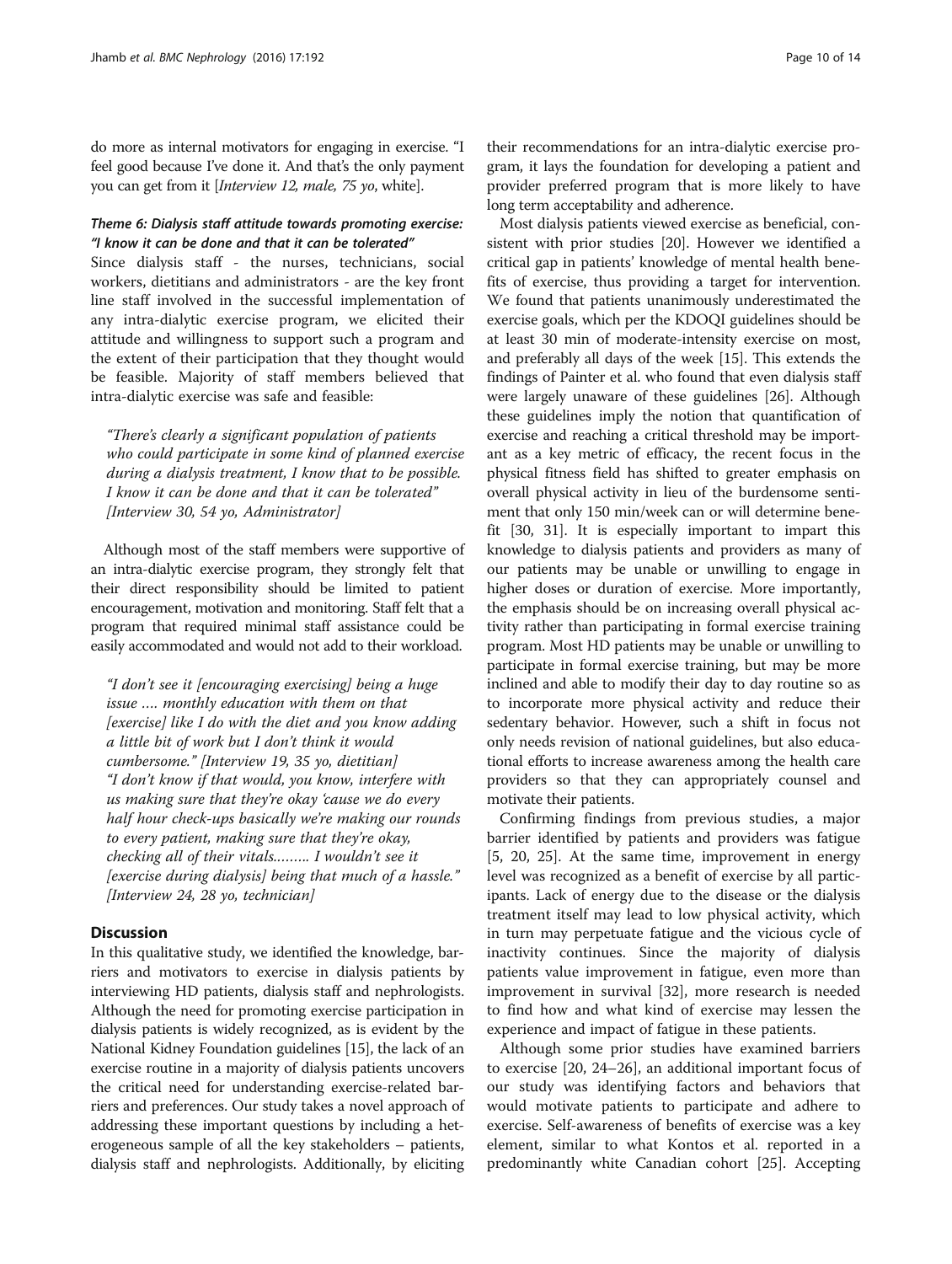do more as internal motivators for engaging in exercise. "I feel good because I've done it. And that's the only payment you can get from it [*Interview 12, male, 75 yo*, white].

### *Theme 6: Dialysis staff attitude towards promoting exercise: "I know it can be done and that it can be tolerated"*

Since dialysis staff - the nurses, technicians, social workers, dietitians and administrators - are the key front line staff involved in the successful implementation of any intra-dialytic exercise program, we elicited their attitude and willingness to support such a program and the extent of their participation that they thought would be feasible. Majority of staff members believed that intra-dialytic exercise was safe and feasible:

> *"There's clearly a significant population of patients who could participate in some kind of planned exercise during a dialysis treatment, I know that to be possible. I know it can be done and that it can be tolerated" [Interview 30, 54 yo, Administrator]*

Although most of the staff members were supportive of an intra-dialytic exercise program, they strongly felt that their direct responsibility should be limited to patient encouragement, motivation and monitoring. Staff felt that a program that required minimal staff assistance could be easily accommodated and would not add to their workload.

> *"I don't see it [encouraging exercising] being a huge issue …. monthly education with them on that [exercise] like I do with the diet and you know adding a little bit of work but I don't think it would cumbersome." [Interview 19, 35 yo, dietitian]*
>
> *"I don't know if that would, you know, interfere with us making sure that they're okay 'cause we do every half hour check-ups basically we're making our rounds to every patient, making sure that they're okay, checking all of their vitals……… I wouldn't see it [exercise during dialysis] being that much of a hassle." [Interview 24, 28 yo, technician]*

## Discussion

In this qualitative study, we identified the knowledge, barriers and motivators to exercise in dialysis patients by interviewing HD patients, dialysis staff and nephrologists. Although the need for promoting exercise participation in dialysis patients is widely recognized, as is evident by the National Kidney Foundation guidelines [15], the lack of an exercise routine in a majority of dialysis patients uncovers the critical need for understanding exercise-related barriers and preferences. Our study takes a novel approach of addressing these important questions by including a heterogeneous sample of all the key stakeholders – patients, dialysis staff and nephrologists. Additionally, by eliciting their recommendations for an intra-dialytic exercise program, it lays the foundation for developing a patient and provider preferred program that is more likely to have long term acceptability and adherence.

Most dialysis patients viewed exercise as beneficial, consistent with prior studies [20]. However we identified a critical gap in patients' knowledge of mental health benefits of exercise, thus providing a target for intervention. We found that patients unanimously underestimated the exercise goals, which per the KDOQI guidelines should be at least 30 min of moderate-intensity exercise on most, and preferably all days of the week [15]. This extends the findings of Painter et al. who found that even dialysis staff were largely unaware of these guidelines [26]. Although these guidelines imply the notion that quantification of exercise and reaching a critical threshold may be important as a key metric of efficacy, the recent focus in the physical fitness field has shifted to greater emphasis on overall physical activity in lieu of the burdensome sentiment that only 150 min/week can or will determine benefit [30, 31]. It is especially important to impart this knowledge to dialysis patients and providers as many of our patients may be unable or unwilling to engage in higher doses or duration of exercise. More importantly, the emphasis should be on increasing overall physical activity rather than participating in formal exercise training program. Most HD patients may be unable or unwilling to participate in formal exercise training, but may be more inclined and able to modify their day to day routine so as to incorporate more physical activity and reduce their sedentary behavior. However, such a shift in focus not only needs revision of national guidelines, but also educational efforts to increase awareness among the health care providers so that they can appropriately counsel and motivate their patients.

Confirming findings from previous studies, a major barrier identified by patients and providers was fatigue [5, 20, 25]. At the same time, improvement in energy level was recognized as a benefit of exercise by all participants. Lack of energy due to the disease or the dialysis treatment itself may lead to low physical activity, which in turn may perpetuate fatigue and the vicious cycle of inactivity continues. Since the majority of dialysis patients value improvement in fatigue, even more than improvement in survival [32], more research is needed to find how and what kind of exercise may lessen the experience and impact of fatigue in these patients.

Although some prior studies have examined barriers to exercise [20, 24–26], an additional important focus of our study was identifying factors and behaviors that would motivate patients to participate and adhere to exercise. Self-awareness of benefits of exercise was a key element, similar to what Kontos et al. reported in a predominantly white Canadian cohort [25]. Accepting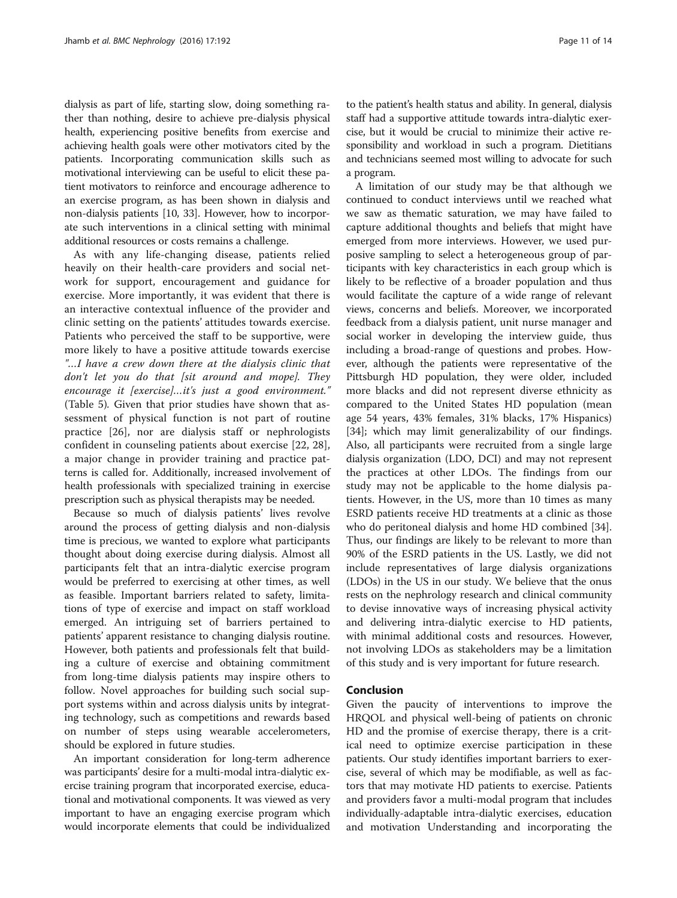dialysis as part of life, starting slow, doing something rather than nothing, desire to achieve pre-dialysis physical health, experiencing positive benefits from exercise and achieving health goals were other motivators cited by the patients. Incorporating communication skills such as motivational interviewing can be useful to elicit these patient motivators to reinforce and encourage adherence to an exercise program, as has been shown in dialysis and non-dialysis patients [10, 33]. However, how to incorporate such interventions in a clinical setting with minimal additional resources or costs remains a challenge.

As with any life-changing disease, patients relied heavily on their health-care providers and social network for support, encouragement and guidance for exercise. More importantly, it was evident that there is an interactive contextual influence of the provider and clinic setting on the patients' attitudes towards exercise. Patients who perceived the staff to be supportive, were more likely to have a positive attitude towards exercise *"…I have a crew down there at the dialysis clinic that don't let you do that [sit around and mope]. They encourage it [exercise]…it's just a good environment."* (Table 5). Given that prior studies have shown that assessment of physical function is not part of routine practice [26], nor are dialysis staff or nephrologists confident in counseling patients about exercise [22, 28], a major change in provider training and practice patterns is called for. Additionally, increased involvement of health professionals with specialized training in exercise prescription such as physical therapists may be needed.

Because so much of dialysis patients' lives revolve around the process of getting dialysis and non-dialysis time is precious, we wanted to explore what participants thought about doing exercise during dialysis. Almost all participants felt that an intra-dialytic exercise program would be preferred to exercising at other times, as well as feasible. Important barriers related to safety, limitations of type of exercise and impact on staff workload emerged. An intriguing set of barriers pertained to patients' apparent resistance to changing dialysis routine. However, both patients and professionals felt that building a culture of exercise and obtaining commitment from long-time dialysis patients may inspire others to follow. Novel approaches for building such social support systems within and across dialysis units by integrating technology, such as competitions and rewards based on number of steps using wearable accelerometers, should be explored in future studies.

An important consideration for long-term adherence was participants' desire for a multi-modal intra-dialytic exercise training program that incorporated exercise, educational and motivational components. It was viewed as very important to have an engaging exercise program which would incorporate elements that could be individualized to the patient's health status and ability. In general, dialysis staff had a supportive attitude towards intra-dialytic exercise, but it would be crucial to minimize their active responsibility and workload in such a program. Dietitians and technicians seemed most willing to advocate for such a program.

A limitation of our study may be that although we continued to conduct interviews until we reached what we saw as thematic saturation, we may have failed to capture additional thoughts and beliefs that might have emerged from more interviews. However, we used purposive sampling to select a heterogeneous group of participants with key characteristics in each group which is likely to be reflective of a broader population and thus would facilitate the capture of a wide range of relevant views, concerns and beliefs. Moreover, we incorporated feedback from a dialysis patient, unit nurse manager and social worker in developing the interview guide, thus including a broad-range of questions and probes. However, although the patients were representative of the Pittsburgh HD population, they were older, included more blacks and did not represent diverse ethnicity as compared to the United States HD population (mean age 54 years, 43% females, 31% blacks, 17% Hispanics) [34]; which may limit generalizability of our findings. Also, all participants were recruited from a single large dialysis organization (LDO, DCI) and may not represent the practices at other LDOs. The findings from our study may not be applicable to the home dialysis patients. However, in the US, more than 10 times as many ESRD patients receive HD treatments at a clinic as those who do peritoneal dialysis and home HD combined [34]. Thus, our findings are likely to be relevant to more than 90% of the ESRD patients in the US. Lastly, we did not include representatives of large dialysis organizations (LDOs) in the US in our study. We believe that the onus rests on the nephrology research and clinical community to devise innovative ways of increasing physical activity and delivering intra-dialytic exercise to HD patients, with minimal additional costs and resources. However, not involving LDOs as stakeholders may be a limitation of this study and is very important for future research.

## Conclusion

Given the paucity of interventions to improve the HRQOL and physical well-being of patients on chronic HD and the promise of exercise therapy, there is a critical need to optimize exercise participation in these patients. Our study identifies important barriers to exercise, several of which may be modifiable, as well as factors that may motivate HD patients to exercise. Patients and providers favor a multi-modal program that includes individually-adaptable intra-dialytic exercises, education and motivation Understanding and incorporating the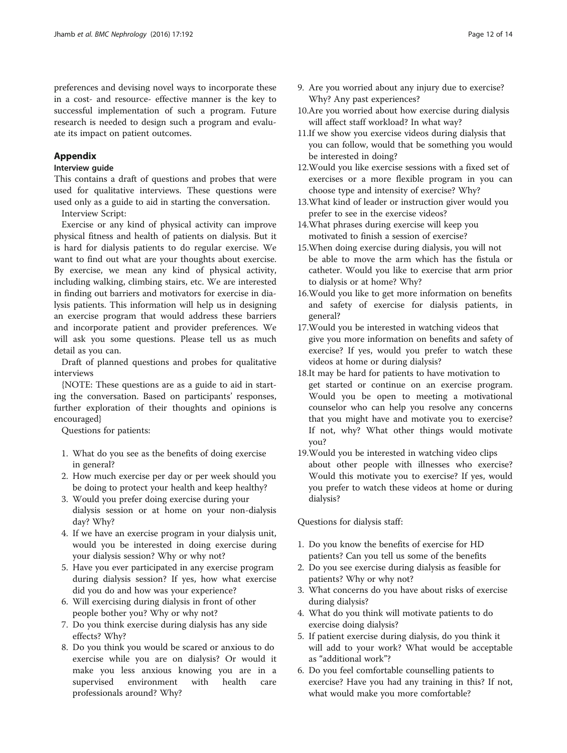preferences and devising novel ways to incorporate these in a cost- and resource- effective manner is the key to successful implementation of such a program. Future research is needed to design such a program and evaluate its impact on patient outcomes.

## Appendix

### Interview guide

This contains a draft of questions and probes that were used for qualitative interviews. These questions were used only as a guide to aid in starting the conversation.

Interview Script:

Exercise or any kind of physical activity can improve physical fitness and health of patients on dialysis. But it is hard for dialysis patients to do regular exercise. We want to find out what are your thoughts about exercise. By exercise, we mean any kind of physical activity, including walking, climbing stairs, etc. We are interested in finding out barriers and motivators for exercise in dialysis patients. This information will help us in designing an exercise program that would address these barriers and incorporate patient and provider preferences. We will ask you some questions. Please tell us as much detail as you can.

Draft of planned questions and probes for qualitative interviews

{NOTE: These questions are as a guide to aid in starting the conversation. Based on participants' responses, further exploration of their thoughts and opinions is encouraged}

Questions for patients:

1. What do you see as the benefits of doing exercise in general?
2. How much exercise per day or per week should you be doing to protect your health and keep healthy?
3. Would you prefer doing exercise during your dialysis session or at home on your non-dialysis day? Why?
4. If we have an exercise program in your dialysis unit, would you be interested in doing exercise during your dialysis session? Why or why not?
5. Have you ever participated in any exercise program during dialysis session? If yes, how what exercise did you do and how was your experience?
6. Will exercising during dialysis in front of other people bother you? Why or why not?
7. Do you think exercise during dialysis has any side effects? Why?
8. Do you think you would be scared or anxious to do exercise while you are on dialysis? Or would it make you less anxious knowing you are in a supervised environment with health care professionals around? Why?
9. Are you worried about any injury due to exercise? Why? Any past experiences?
10. Are you worried about how exercise during dialysis will affect staff workload? In what way?
11. If we show you exercise videos during dialysis that you can follow, would that be something you would be interested in doing?
12. Would you like exercise sessions with a fixed set of exercises or a more flexible program in you can choose type and intensity of exercise? Why?
13. What kind of leader or instruction giver would you prefer to see in the exercise videos?
14. What phrases during exercise will keep you motivated to finish a session of exercise?
15. When doing exercise during dialysis, you will not be able to move the arm which has the fistula or catheter. Would you like to exercise that arm prior to dialysis or at home? Why?
16. Would you like to get more information on benefits and safety of exercise for dialysis patients, in general?
17. Would you be interested in watching videos that give you more information on benefits and safety of exercise? If yes, would you prefer to watch these videos at home or during dialysis?
18. It may be hard for patients to have motivation to get started or continue on an exercise program. Would you be open to meeting a motivational counselor who can help you resolve any concerns that you might have and motivate you to exercise? If not, why? What other things would motivate you?
19. Would you be interested in watching video clips about other people with illnesses who exercise? Would this motivate you to exercise? If yes, would you prefer to watch these videos at home or during dialysis?

Questions for dialysis staff:

1. Do you know the benefits of exercise for HD patients? Can you tell us some of the benefits
2. Do you see exercise during dialysis as feasible for patients? Why or why not?
3. What concerns do you have about risks of exercise during dialysis?
4. What do you think will motivate patients to do exercise doing dialysis?
5. If patient exercise during dialysis, do you think it will add to your work? What would be acceptable as "additional work"?
6. Do you feel comfortable counselling patients to exercise? Have you had any training in this? If not, what would make you more comfortable?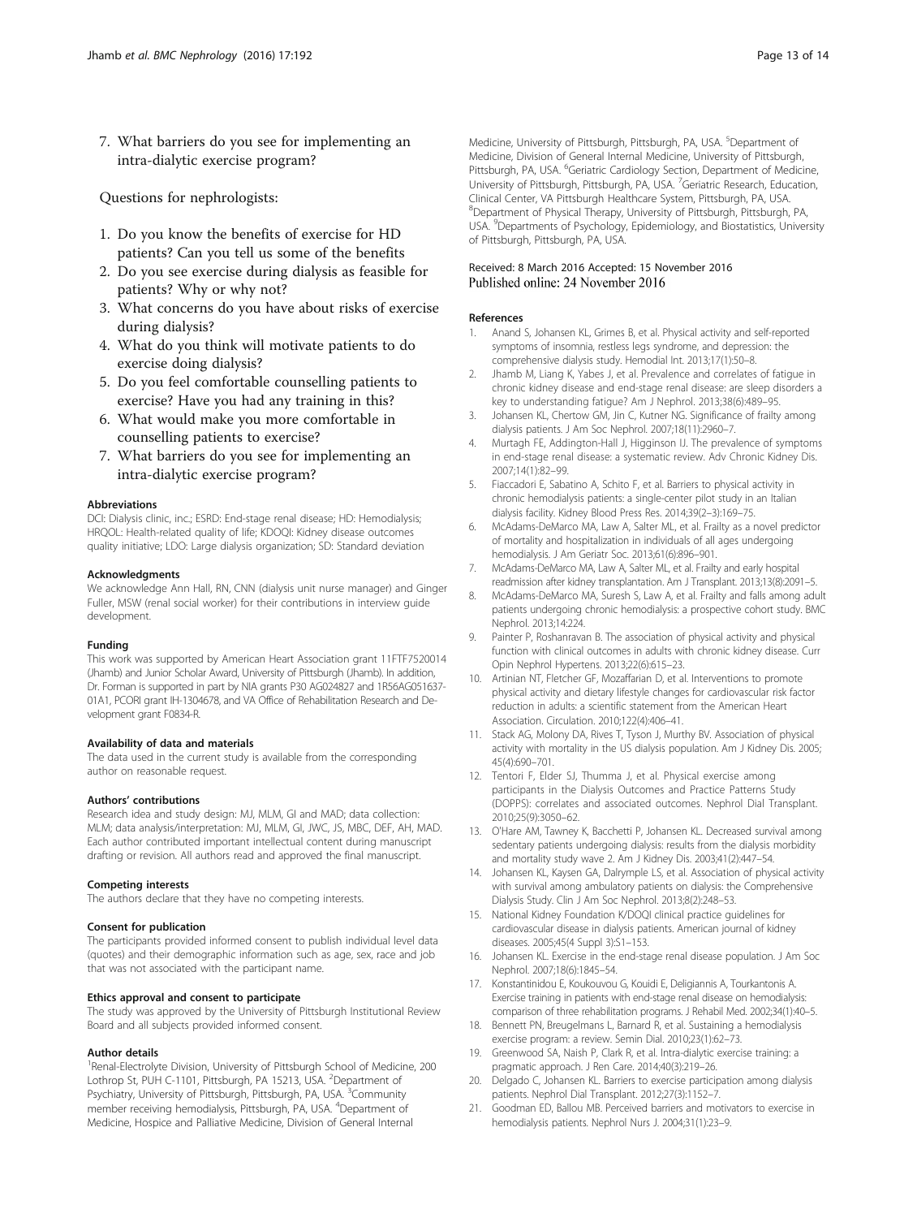7. What barriers do you see for implementing an intra-dialytic exercise program?

Questions for nephrologists:

1. Do you know the benefits of exercise for HD patients? Can you tell us some of the benefits
2. Do you see exercise during dialysis as feasible for patients? Why or why not?
3. What concerns do you have about risks of exercise during dialysis?
4. What do you think will motivate patients to do exercise doing dialysis?
5. Do you feel comfortable counselling patients to exercise? Have you had any training in this?
6. What would make you more comfortable in counselling patients to exercise?
7. What barriers do you see for implementing an intra-dialytic exercise program?

#### Abbreviations

DCI: Dialysis clinic, inc.; ESRD: End-stage renal disease; HD: Hemodialysis; HRQOL: Health-related quality of life; KDOQI: Kidney disease outcomes quality initiative; LDO: Large dialysis organization; SD: Standard deviation

#### Acknowledgments

We acknowledge Ann Hall, RN, CNN (dialysis unit nurse manager) and Ginger Fuller, MSW (renal social worker) for their contributions in interview guide development.

#### Funding

This work was supported by American Heart Association grant 11FTF7520014 (Jhamb) and Junior Scholar Award, University of Pittsburgh (Jhamb). In addition, Dr. Forman is supported in part by NIA grants P30 AG024827 and 1R56AG051637-01A1, PCORI grant IH-1304678, and VA Office of Rehabilitation Research and Development grant F0834-R.

#### Availability of data and materials

The data used in the current study is available from the corresponding author on reasonable request.

#### Authors' contributions

Research idea and study design: MJ, MLM, GI and MAD; data collection: MLM; data analysis/interpretation: MJ, MLM, GI, JWC, JS, MBC, DEF, AH, MAD. Each author contributed important intellectual content during manuscript drafting or revision. All authors read and approved the final manuscript.

#### Competing interests

The authors declare that they have no competing interests.

#### Consent for publication

The participants provided informed consent to publish individual level data (quotes) and their demographic information such as age, sex, race and job that was not associated with the participant name.

#### Ethics approval and consent to participate

The study was approved by the University of Pittsburgh Institutional Review Board and all subjects provided informed consent.

#### Author details

[1]Renal-Electrolyte Division, University of Pittsburgh School of Medicine, 200 Lothrop St, PUH C-1101, Pittsburgh, PA 15213, USA. [2]Department of Psychiatry, University of Pittsburgh, Pittsburgh, PA, USA. [3]Community member receiving hemodialysis, Pittsburgh, PA, USA. [4]Department of Medicine, Hospice and Palliative Medicine, Division of General Internal Medicine, University of Pittsburgh, Pittsburgh, PA, USA. [5]Department of Medicine, Division of General Internal Medicine, University of Pittsburgh, Pittsburgh, PA, USA. [6]Geriatric Cardiology Section, Department of Medicine, University of Pittsburgh, Pittsburgh, PA, USA. [7]Geriatric Research, Education, Clinical Center, VA Pittsburgh Healthcare System, Pittsburgh, PA, USA. [8]Department of Physical Therapy, University of Pittsburgh, Pittsburgh, PA, USA. [9]Departments of Psychology, Epidemiology, and Biostatistics, University of Pittsburgh, Pittsburgh, PA, USA.

Received: 8 March 2016 Accepted: 15 November 2016
Published online: 24 November 2016

#### References

1. Anand S, Johansen KL, Grimes B, et al. Physical activity and self-reported symptoms of insomnia, restless legs syndrome, and depression: the comprehensive dialysis study. Hemodial Int. 2013;17(1):50–8.
2. Jhamb M, Liang K, Yabes J, et al. Prevalence and correlates of fatigue in chronic kidney disease and end-stage renal disease: are sleep disorders a key to understanding fatigue? Am J Nephrol. 2013;38(6):489–95.
3. Johansen KL, Chertow GM, Jin C, Kutner NG. Significance of frailty among dialysis patients. J Am Soc Nephrol. 2007;18(11):2960–7.
4. Murtagh FE, Addington-Hall J, Higginson IJ. The prevalence of symptoms in end-stage renal disease: a systematic review. Adv Chronic Kidney Dis. 2007;14(1):82–99.
5. Fiaccadori E, Sabatino A, Schito F, et al. Barriers to physical activity in chronic hemodialysis patients: a single-center pilot study in an Italian dialysis facility. Kidney Blood Press Res. 2014;39(2–3):169–75.
6. McAdams-DeMarco MA, Law A, Salter ML, et al. Frailty as a novel predictor of mortality and hospitalization in individuals of all ages undergoing hemodialysis. J Am Geriatr Soc. 2013;61(6):896–901.
7. McAdams-DeMarco MA, Law A, Salter ML, et al. Frailty and early hospital readmission after kidney transplantation. Am J Transplant. 2013;13(8):2091–5.
8. McAdams-DeMarco MA, Suresh S, Law A, et al. Frailty and falls among adult patients undergoing chronic hemodialysis: a prospective cohort study. BMC Nephrol. 2013;14:224.
9. Painter P, Roshanravan B. The association of physical activity and physical function with clinical outcomes in adults with chronic kidney disease. Curr Opin Nephrol Hypertens. 2013;22(6):615–23.
10. Artinian NT, Fletcher GF, Mozaffarian D, et al. Interventions to promote physical activity and dietary lifestyle changes for cardiovascular risk factor reduction in adults: a scientific statement from the American Heart Association. Circulation. 2010;122(4):406–41.
11. Stack AG, Molony DA, Rives T, Tyson J, Murthy BV. Association of physical activity with mortality in the US dialysis population. Am J Kidney Dis. 2005;45(4):690–701.
12. Tentori F, Elder SJ, Thumma J, et al. Physical exercise among participants in the Dialysis Outcomes and Practice Patterns Study (DOPPS): correlates and associated outcomes. Nephrol Dial Transplant. 2010;25(9):3050–62.
13. O'Hare AM, Tawney K, Bacchetti P, Johansen KL. Decreased survival among sedentary patients undergoing dialysis: results from the dialysis morbidity and mortality study wave 2. Am J Kidney Dis. 2003;41(2):447–54.
14. Johansen KL, Kaysen GA, Dalrymple LS, et al. Association of physical activity with survival among ambulatory patients on dialysis: the Comprehensive Dialysis Study. Clin J Am Soc Nephrol. 2013;8(2):248–53.
15. National Kidney Foundation K/DOQI clinical practice guidelines for cardiovascular disease in dialysis patients. American journal of kidney diseases. 2005;45(4 Suppl 3):S1–153.
16. Johansen KL. Exercise in the end-stage renal disease population. J Am Soc Nephrol. 2007;18(6):1845–54.
17. Konstantinidou E, Koukouvou G, Kouidi E, Deligiannis A, Tourkantonis A. Exercise training in patients with end-stage renal disease on hemodialysis: comparison of three rehabilitation programs. J Rehabil Med. 2002;34(1):40–5.
18. Bennett PN, Breugelmans L, Barnard R, et al. Sustaining a hemodialysis exercise program: a review. Semin Dial. 2010;23(1):62–73.
19. Greenwood SA, Naish P, Clark R, et al. Intra-dialytic exercise training: a pragmatic approach. J Ren Care. 2014;40(3):219–26.
20. Delgado C, Johansen KL. Barriers to exercise participation among dialysis patients. Nephrol Dial Transplant. 2012;27(3):1152–7.
21. Goodman ED, Ballou MB. Perceived barriers and motivators to exercise in hemodialysis patients. Nephrol Nurs J. 2004;31(1):23–9.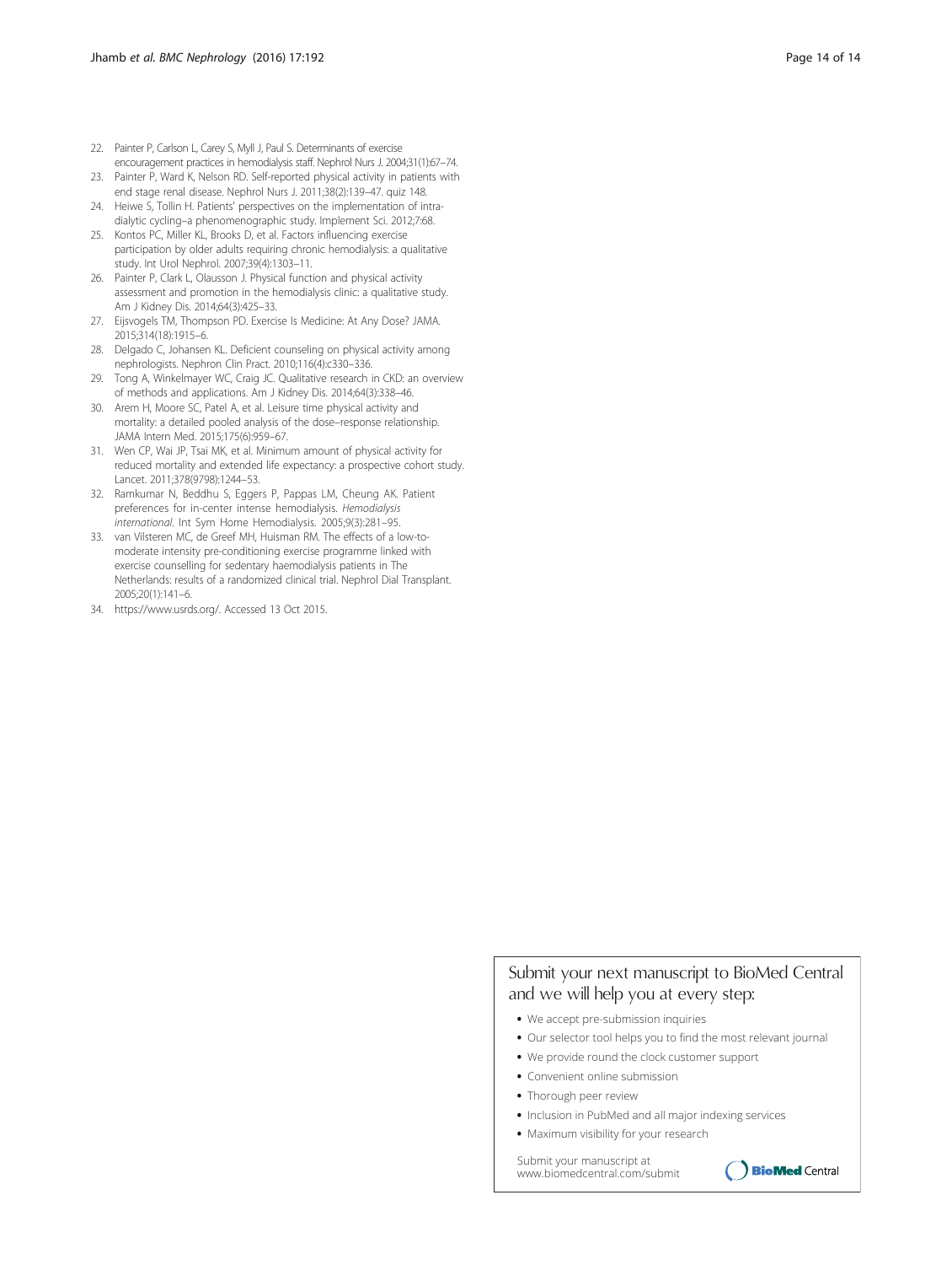22. Painter P, Carlson L, Carey S, Myll J, Paul S. Determinants of exercise encouragement practices in hemodialysis staff. Nephrol Nurs J. 2004;31(1):67–74.
23. Painter P, Ward K, Nelson RD. Self-reported physical activity in patients with end stage renal disease. Nephrol Nurs J. 2011;38(2):139–47. quiz 148.
24. Heiwe S, Tollin H. Patients' perspectives on the implementation of intra-dialytic cycling–a phenomenographic study. Implement Sci. 2012;7:68.
25. Kontos PC, Miller KL, Brooks D, et al. Factors influencing exercise participation by older adults requiring chronic hemodialysis: a qualitative study. Int Urol Nephrol. 2007;39(4):1303–11.
26. Painter P, Clark L, Olausson J. Physical function and physical activity assessment and promotion in the hemodialysis clinic: a qualitative study. Am J Kidney Dis. 2014;64(3):425–33.
27. Eijsvogels TM, Thompson PD. Exercise Is Medicine: At Any Dose? JAMA. 2015;314(18):1915–6.
28. Delgado C, Johansen KL. Deficient counseling on physical activity among nephrologists. Nephron Clin Pract. 2010;116(4):c330–336.
29. Tong A, Winkelmayer WC, Craig JC. Qualitative research in CKD: an overview of methods and applications. Am J Kidney Dis. 2014;64(3):338–46.
30. Arem H, Moore SC, Patel A, et al. Leisure time physical activity and mortality: a detailed pooled analysis of the dose–response relationship. JAMA Intern Med. 2015;175(6):959–67.
31. Wen CP, Wai JP, Tsai MK, et al. Minimum amount of physical activity for reduced mortality and extended life expectancy: a prospective cohort study. Lancet. 2011;378(9798):1244–53.
32. Ramkumar N, Beddhu S, Eggers P, Pappas LM, Cheung AK. Patient preferences for in-center intense hemodialysis. *Hemodialysis international*. Int Sym Home Hemodialysis. 2005;9(3):281–95.
33. van Vilsteren MC, de Greef MH, Huisman RM. The effects of a low-to-moderate intensity pre-conditioning exercise programme linked with exercise counselling for sedentary haemodialysis patients in The Netherlands: results of a randomized clinical trial. Nephrol Dial Transplant. 2005;20(1):141–6.
34. https://www.usrds.org/. Accessed 13 Oct 2015.

Submit your next manuscript to BioMed Central and we will help you at every step:

- We accept pre-submission inquiries
- Our selector tool helps you to find the most relevant journal
- We provide round the clock customer support
- Convenient online submission
- Thorough peer review
- Inclusion in PubMed and all major indexing services
- Maximum visibility for your research

Submit your manuscript at
www.biomedcentral.com/submit

BioMed Central